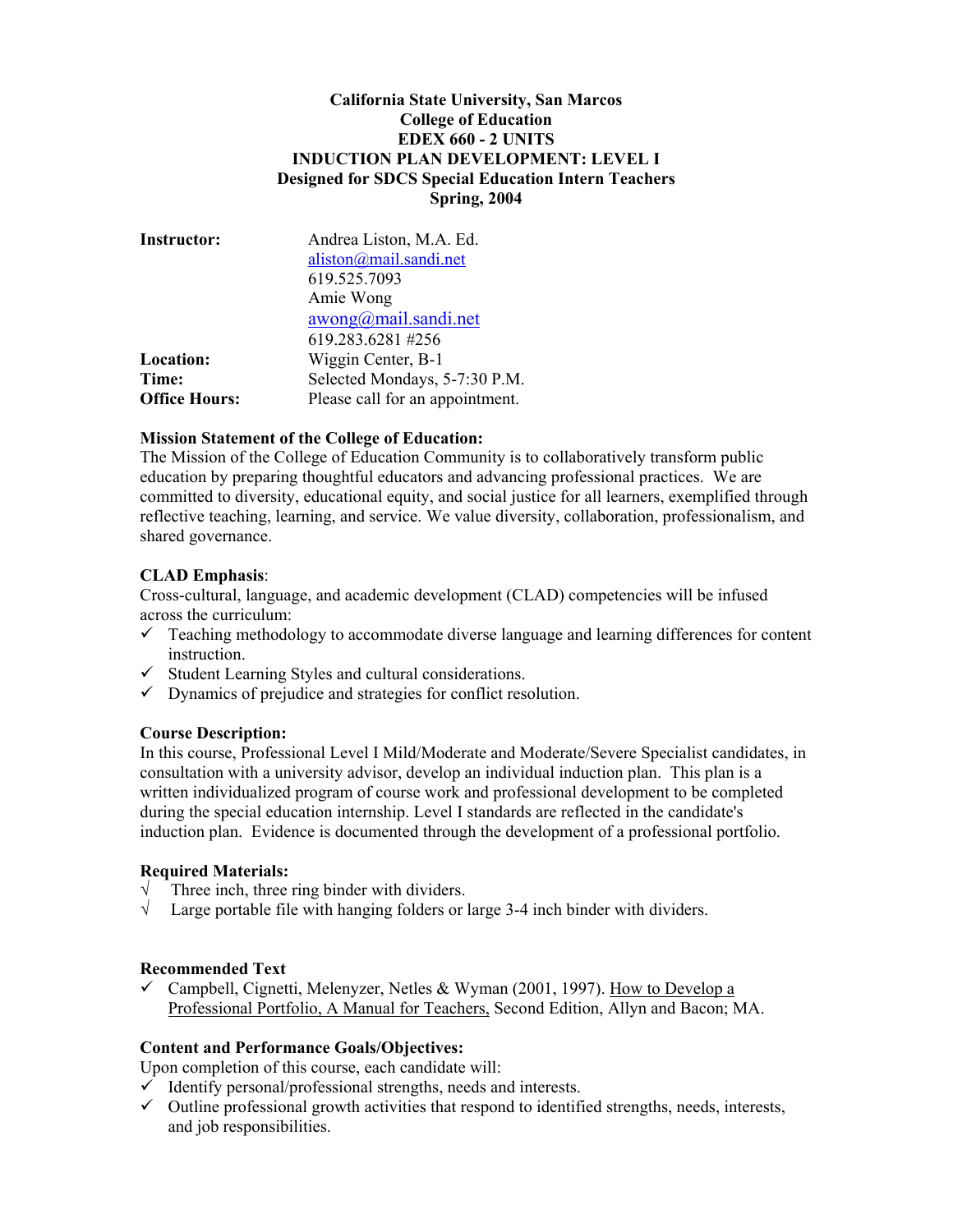**California State University, San Marcos**
**College of Education**
**EDEX 660 - 2 UNITS**
**INDUCTION PLAN DEVELOPMENT: LEVEL I**
**Designed for SDCS Special Education Intern Teachers**
**Spring, 2004**

| | |
|---|---|
| **Instructor:** | Andrea Liston, M.A. Ed. |
| | aliston@mail.sandi.net |
| | 619.525.7093 |
| | Amie Wong |
| | awong@mail.sandi.net |
| | 619.283.6281 #256 |
| **Location:** | Wiggin Center, B-1 |
| **Time:** | Selected Mondays, 5-7:30 P.M. |
| **Office Hours:** | Please call for an appointment. |

**Mission Statement of the College of Education:**
The Mission of the College of Education Community is to collaboratively transform public education by preparing thoughtful educators and advancing professional practices. We are committed to diversity, educational equity, and social justice for all learners, exemplified through reflective teaching, learning, and service. We value diversity, collaboration, professionalism, and shared governance.

**CLAD Emphasis**:
Cross-cultural, language, and academic development (CLAD) competencies will be infused across the curriculum:
- ✓ Teaching methodology to accommodate diverse language and learning differences for content instruction.
- ✓ Student Learning Styles and cultural considerations.
- ✓ Dynamics of prejudice and strategies for conflict resolution.

**Course Description:**
In this course, Professional Level I Mild/Moderate and Moderate/Severe Specialist candidates, in consultation with a university advisor, develop an individual induction plan. This plan is a written individualized program of course work and professional development to be completed during the special education internship. Level I standards are reflected in the candidate's induction plan. Evidence is documented through the development of a professional portfolio.

**Required Materials:**
- √ Three inch, three ring binder with dividers.
- √ Large portable file with hanging folders or large 3-4 inch binder with dividers.

**Recommended Text**
- ✓ Campbell, Cignetti, Melenyzer, Netles & Wyman (2001, 1997). How to Develop a Professional Portfolio, A Manual for Teachers, Second Edition, Allyn and Bacon; MA.

**Content and Performance Goals/Objectives:**
Upon completion of this course, each candidate will:
- ✓ Identify personal/professional strengths, needs and interests.
- ✓ Outline professional growth activities that respond to identified strengths, needs, interests, and job responsibilities.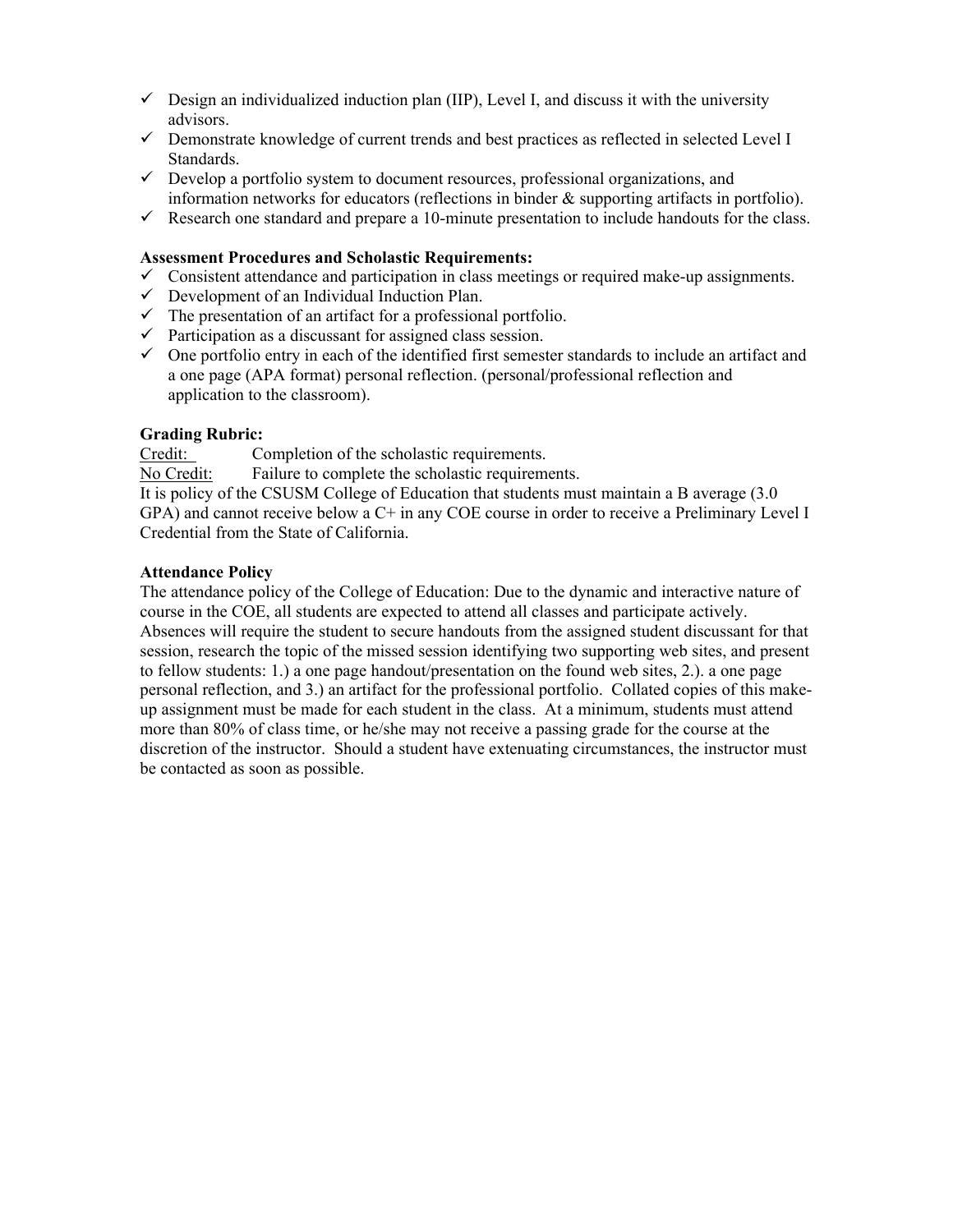- ✓ Design an individualized induction plan (IIP), Level I, and discuss it with the university advisors.
- ✓ Demonstrate knowledge of current trends and best practices as reflected in selected Level I Standards.
- ✓ Develop a portfolio system to document resources, professional organizations, and information networks for educators (reflections in binder & supporting artifacts in portfolio).
- ✓ Research one standard and prepare a 10-minute presentation to include handouts for the class.

**Assessment Procedures and Scholastic Requirements:**

- ✓ Consistent attendance and participation in class meetings or required make-up assignments.
- ✓ Development of an Individual Induction Plan.
- ✓ The presentation of an artifact for a professional portfolio.
- ✓ Participation as a discussant for assigned class session.
- ✓ One portfolio entry in each of the identified first semester standards to include an artifact and a one page (APA format) personal reflection. (personal/professional reflection and application to the classroom).

**Grading Rubric:**

Credit: Completion of the scholastic requirements.
No Credit: Failure to complete the scholastic requirements.
It is policy of the CSUSM College of Education that students must maintain a B average (3.0 GPA) and cannot receive below a C+ in any COE course in order to receive a Preliminary Level I Credential from the State of California.

**Attendance Policy**

The attendance policy of the College of Education: Due to the dynamic and interactive nature of course in the COE, all students are expected to attend all classes and participate actively. Absences will require the student to secure handouts from the assigned student discussant for that session, research the topic of the missed session identifying two supporting web sites, and present to fellow students: 1.) a one page handout/presentation on the found web sites, 2.). a one page personal reflection, and 3.) an artifact for the professional portfolio. Collated copies of this make-up assignment must be made for each student in the class. At a minimum, students must attend more than 80% of class time, or he/she may not receive a passing grade for the course at the discretion of the instructor. Should a student have extenuating circumstances, the instructor must be contacted as soon as possible.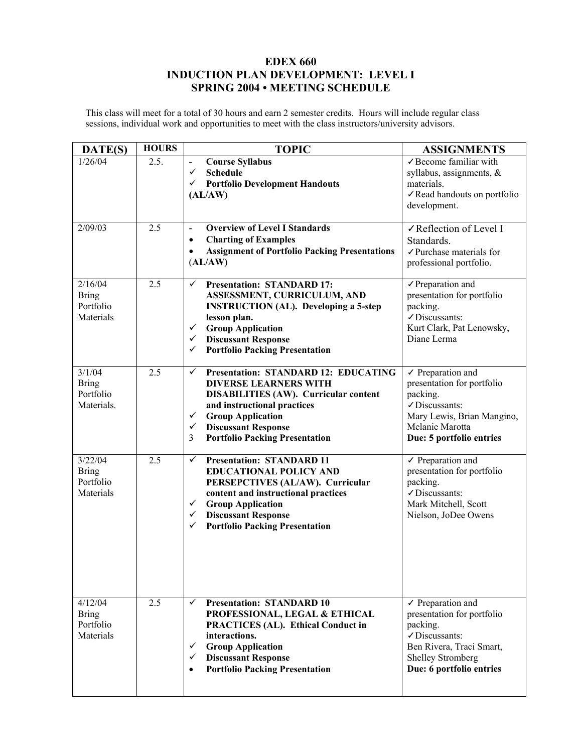# EDEX 660
# INDUCTION PLAN DEVELOPMENT: LEVEL I
# SPRING 2004 • MEETING SCHEDULE

This class will meet for a total of 30 hours and earn 2 semester credits. Hours will include regular class sessions, individual work and opportunities to meet with the class instructors/university advisors.

| DATE(S) | HOURS | TOPIC | ASSIGNMENTS |
|---|---|---|---|
| 1/26/04 | 2.5. | - **Course Syllabus**<br>✓ **Schedule**<br>✓ **Portfolio Development Handouts**<br>**(AL/AW)** | ✓Become familiar with syllabus, assignments, & materials.<br>✓Read handouts on portfolio development. |
| 2/09/03 | 2.5 | - **Overview of Level I Standards**<br>• **Charting of Examples**<br>• **Assignment of Portfolio Packing Presentations** (**AL/AW)** | ✓Reflection of Level I Standards.<br>✓Purchase materials for professional portfolio. |
| 2/16/04<br>Bring Portfolio Materials | 2.5 | ✓ **Presentation: STANDARD 17: ASSESSMENT, CURRICULUM, AND INSTRUCTION (AL). Developing a 5-step lesson plan.**<br>✓ **Group Application**<br>✓ **Discussant Response**<br>✓ **Portfolio Packing Presentation** | ✓Preparation and presentation for portfolio packing.<br>✓Discussants:<br>Kurt Clark, Pat Lenowsky, Diane Lerma |
| 3/1/04<br>Bring Portfolio Materials. | 2.5 | ✓ **Presentation: STANDARD 12: EDUCATING DIVERSE LEARNERS WITH DISABILITIES (AW). Curricular content and instructional practices**<br>✓ **Group Application**<br>✓ **Discussant Response**<br>3 **Portfolio Packing Presentation** | ✓ Preparation and presentation for portfolio packing.<br>✓Discussants:<br>Mary Lewis, Brian Mangino, Melanie Marotta<br>**Due: 5 portfolio entries** |
| 3/22/04<br>Bring Portfolio Materials | 2.5 | ✓ **Presentation: STANDARD 11 EDUCATIONAL POLICY AND PERSEPCTIVES (AL/AW). Curricular content and instructional practices**<br>✓ **Group Application**<br>✓ **Discussant Response**<br>✓ **Portfolio Packing Presentation** | ✓ Preparation and presentation for portfolio packing.<br>✓Discussants:<br>Mark Mitchell, Scott Nielson, JoDee Owens |
| 4/12/04<br>Bring Portfolio Materials | 2.5 | ✓ **Presentation: STANDARD 10 PROFESSIONAL, LEGAL & ETHICAL PRACTICES (AL). Ethical Conduct in interactions.**<br>✓ **Group Application**<br>✓ **Discussant Response**<br>• **Portfolio Packing Presentation** | ✓ Preparation and presentation for portfolio packing.<br>✓Discussants:<br>Ben Rivera, Traci Smart, Shelley Stromberg<br>**Due: 6 portfolio entries** |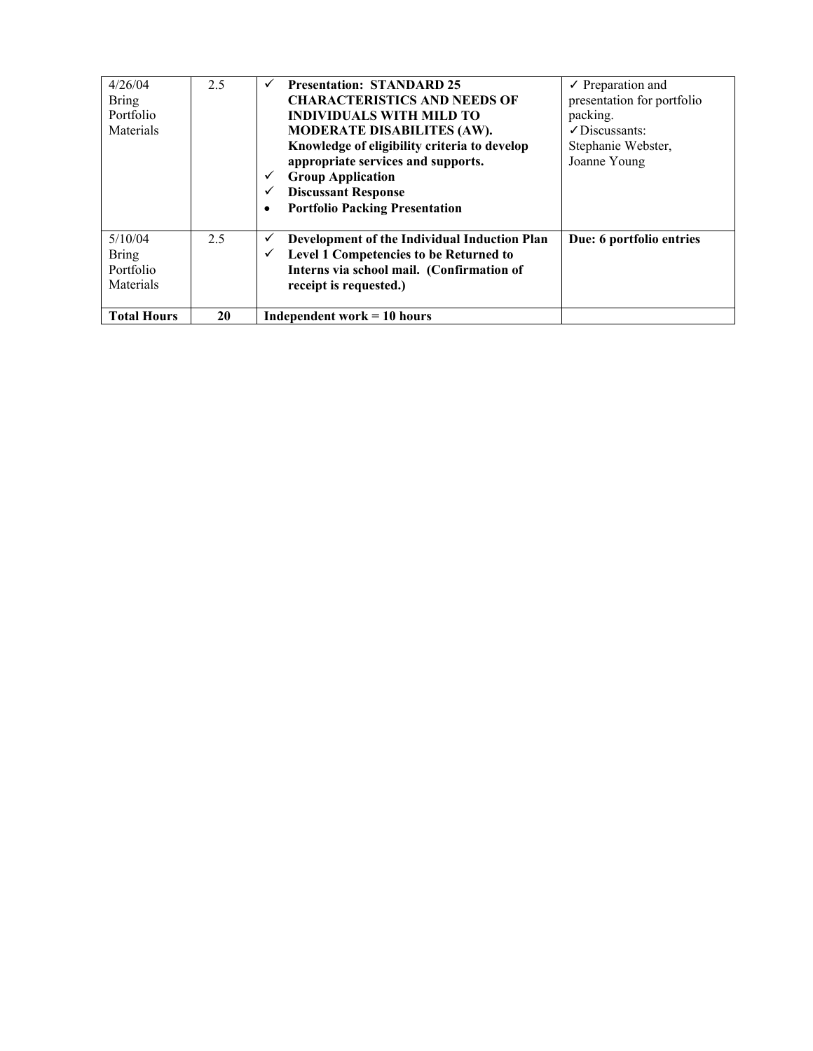| | | | |
|---|---|---|---|
| 4/26/04<br>Bring Portfolio Materials | 2.5 | ✓ **Presentation: STANDARD 25 CHARACTERISTICS AND NEEDS OF INDIVIDUALS WITH MILD TO MODERATE DISABILITES (AW). Knowledge of eligibility criteria to develop appropriate services and supports.**<br>✓ **Group Application**<br>✓ **Discussant Response**<br>• **Portfolio Packing Presentation** | ✓ Preparation and presentation for portfolio packing.<br>✓ Discussants: Stephanie Webster, Joanne Young |
| 5/10/04<br>Bring Portfolio Materials | 2.5 | ✓ **Development of the Individual Induction Plan**<br>✓ **Level 1 Competencies to be Returned to Interns via school mail. (Confirmation of receipt is requested.)** | **Due: 6 portfolio entries** |
| **Total Hours** | **20** | **Independent work = 10 hours** | |